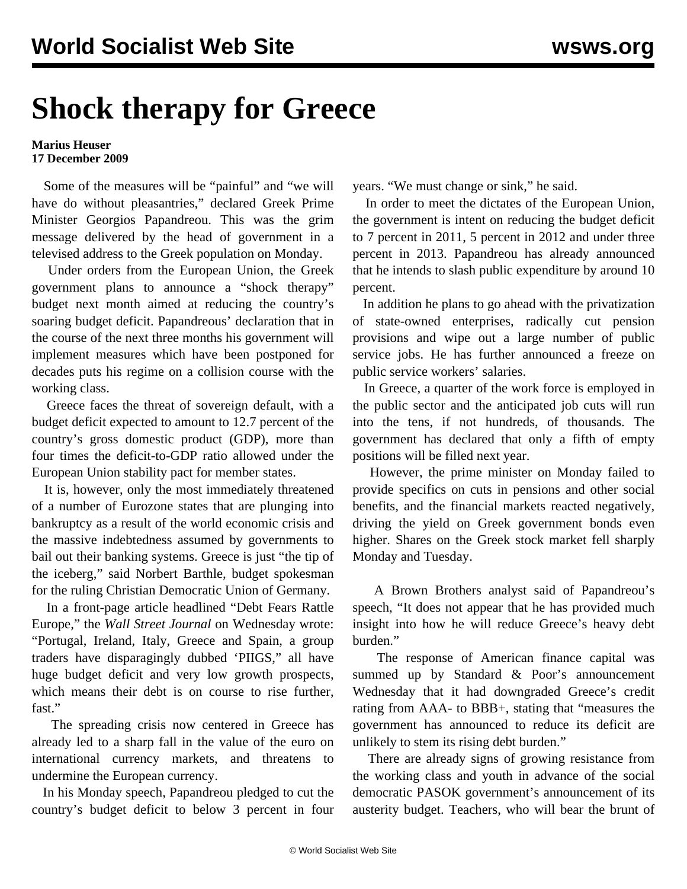# Shock therapy for Greece

**Marius Heuser**
**17 December 2009**

Some of the measures will be "painful" and "we will have do without pleasantries," declared Greek Prime Minister Georgios Papandreou. This was the grim message delivered by the head of government in a televised address to the Greek population on Monday.

Under orders from the European Union, the Greek government plans to announce a "shock therapy" budget next month aimed at reducing the country's soaring budget deficit. Papandreous' declaration that in the course of the next three months his government will implement measures which have been postponed for decades puts his regime on a collision course with the working class.

Greece faces the threat of sovereign default, with a budget deficit expected to amount to 12.7 percent of the country's gross domestic product (GDP), more than four times the deficit-to-GDP ratio allowed under the European Union stability pact for member states.

It is, however, only the most immediately threatened of a number of Eurozone states that are plunging into bankruptcy as a result of the world economic crisis and the massive indebtedness assumed by governments to bail out their banking systems. Greece is just "the tip of the iceberg," said Norbert Barthle, budget spokesman for the ruling Christian Democratic Union of Germany.

In a front-page article headlined "Debt Fears Rattle Europe," the *Wall Street Journal* on Wednesday wrote: "Portugal, Ireland, Italy, Greece and Spain, a group traders have disparagingly dubbed 'PIIGS,' all have huge budget deficit and very low growth prospects, which means their debt is on course to rise further, fast."

The spreading crisis now centered in Greece has already led to a sharp fall in the value of the euro on international currency markets, and threatens to undermine the European currency.

In his Monday speech, Papandreou pledged to cut the country's budget deficit to below 3 percent in four years. "We must change or sink," he said.

In order to meet the dictates of the European Union, the government is intent on reducing the budget deficit to 7 percent in 2011, 5 percent in 2012 and under three percent in 2013. Papandreou has already announced that he intends to slash public expenditure by around 10 percent.

In addition he plans to go ahead with the privatization of state-owned enterprises, radically cut pension provisions and wipe out a large number of public service jobs. He has further announced a freeze on public service workers' salaries.

In Greece, a quarter of the work force is employed in the public sector and the anticipated job cuts will run into the tens, if not hundreds, of thousands. The government has declared that only a fifth of empty positions will be filled next year.

However, the prime minister on Monday failed to provide specifics on cuts in pensions and other social benefits, and the financial markets reacted negatively, driving the yield on Greek government bonds even higher. Shares on the Greek stock market fell sharply Monday and Tuesday.

A Brown Brothers analyst said of Papandreou's speech, "It does not appear that he has provided much insight into how he will reduce Greece's heavy debt burden."

The response of American finance capital was summed up by Standard & Poor's announcement Wednesday that it had downgraded Greece's credit rating from AAA- to BBB+, stating that "measures the government has announced to reduce its deficit are unlikely to stem its rising debt burden."

There are already signs of growing resistance from the working class and youth in advance of the social democratic PASOK government's announcement of its austerity budget. Teachers, who will bear the brunt of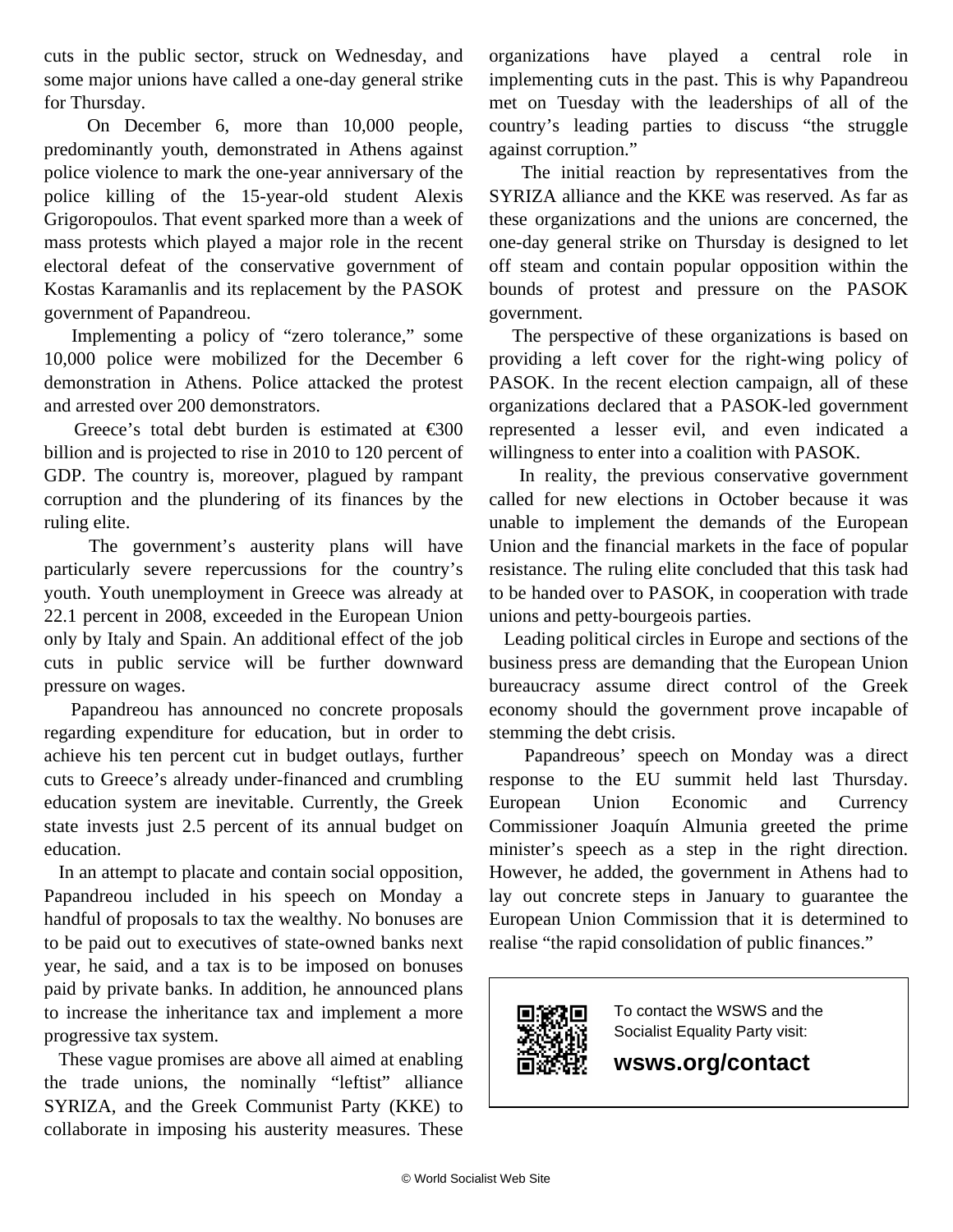cuts in the public sector, struck on Wednesday, and some major unions have called a one-day general strike for Thursday.

On December 6, more than 10,000 people, predominantly youth, demonstrated in Athens against police violence to mark the one-year anniversary of the police killing of the 15-year-old student Alexis Grigoropoulos. That event sparked more than a week of mass protests which played a major role in the recent electoral defeat of the conservative government of Kostas Karamanlis and its replacement by the PASOK government of Papandreou.

Implementing a policy of "zero tolerance," some 10,000 police were mobilized for the December 6 demonstration in Athens. Police attacked the protest and arrested over 200 demonstrators.

Greece's total debt burden is estimated at €300 billion and is projected to rise in 2010 to 120 percent of GDP. The country is, moreover, plagued by rampant corruption and the plundering of its finances by the ruling elite.

The government's austerity plans will have particularly severe repercussions for the country's youth. Youth unemployment in Greece was already at 22.1 percent in 2008, exceeded in the European Union only by Italy and Spain. An additional effect of the job cuts in public service will be further downward pressure on wages.

Papandreou has announced no concrete proposals regarding expenditure for education, but in order to achieve his ten percent cut in budget outlays, further cuts to Greece's already under-financed and crumbling education system are inevitable. Currently, the Greek state invests just 2.5 percent of its annual budget on education.

In an attempt to placate and contain social opposition, Papandreou included in his speech on Monday a handful of proposals to tax the wealthy. No bonuses are to be paid out to executives of state-owned banks next year, he said, and a tax is to be imposed on bonuses paid by private banks. In addition, he announced plans to increase the inheritance tax and implement a more progressive tax system.

These vague promises are above all aimed at enabling the trade unions, the nominally "leftist" alliance SYRIZA, and the Greek Communist Party (KKE) to collaborate in imposing his austerity measures. These organizations have played a central role in implementing cuts in the past. This is why Papandreou met on Tuesday with the leaderships of all of the country's leading parties to discuss "the struggle against corruption."

The initial reaction by representatives from the SYRIZA alliance and the KKE was reserved. As far as these organizations and the unions are concerned, the one-day general strike on Thursday is designed to let off steam and contain popular opposition within the bounds of protest and pressure on the PASOK government.

The perspective of these organizations is based on providing a left cover for the right-wing policy of PASOK. In the recent election campaign, all of these organizations declared that a PASOK-led government represented a lesser evil, and even indicated a willingness to enter into a coalition with PASOK.

In reality, the previous conservative government called for new elections in October because it was unable to implement the demands of the European Union and the financial markets in the face of popular resistance. The ruling elite concluded that this task had to be handed over to PASOK, in cooperation with trade unions and petty-bourgeois parties.

Leading political circles in Europe and sections of the business press are demanding that the European Union bureaucracy assume direct control of the Greek economy should the government prove incapable of stemming the debt crisis.

Papandreous' speech on Monday was a direct response to the EU summit held last Thursday. European Union Economic and Currency Commissioner Joaquín Almunia greeted the prime minister's speech as a step in the right direction. However, he added, the government in Athens had to lay out concrete steps in January to guarantee the European Union Commission that it is determined to realise "the rapid consolidation of public finances."

To contact the WSWS and the Socialist Equality Party visit:

**wsws.org/contact**